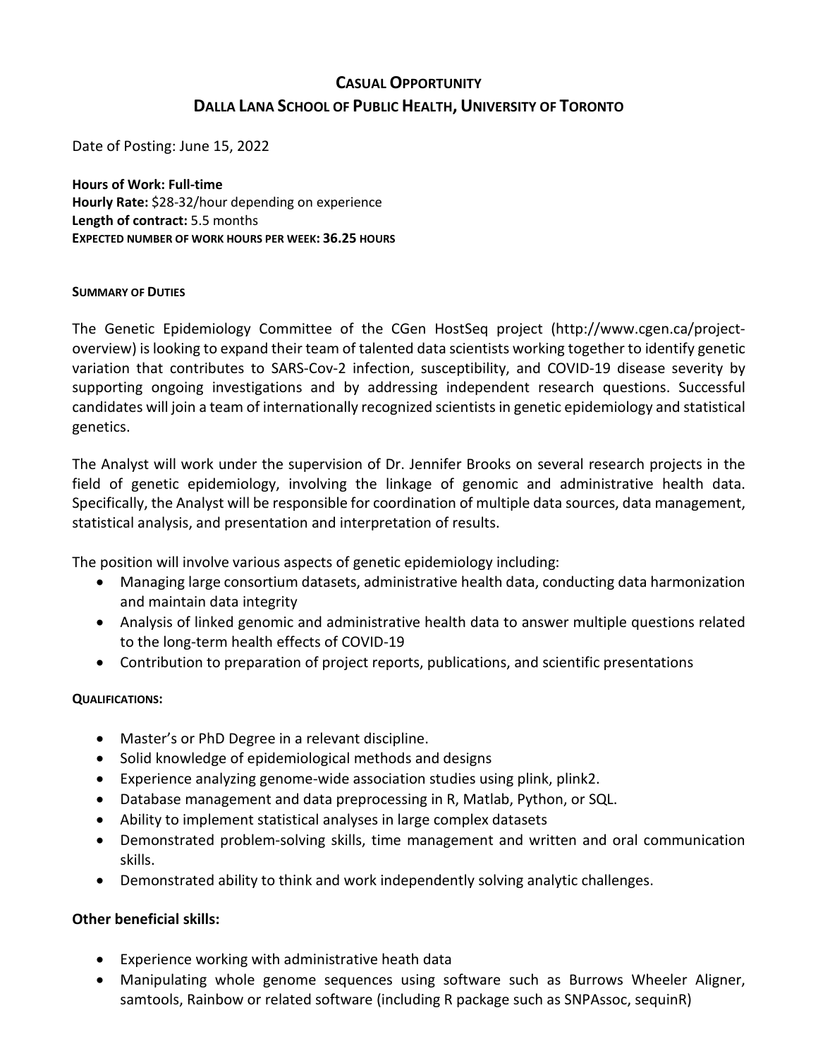# CASUAL OPPORTUNITY
# DALLA LANA SCHOOL OF PUBLIC HEALTH, UNIVERSITY OF TORONTO

Date of Posting: June 15, 2022

**Hours of Work: Full-time**
**Hourly Rate:** $28-32/hour depending on experience
**Length of contract:** 5.5 months
**EXPECTED NUMBER OF WORK HOURS PER WEEK: 36.25 HOURS**

#### SUMMARY OF DUTIES

The Genetic Epidemiology Committee of the CGen HostSeq project (http://www.cgen.ca/project-overview) is looking to expand their team of talented data scientists working together to identify genetic variation that contributes to SARS-Cov-2 infection, susceptibility, and COVID-19 disease severity by supporting ongoing investigations and by addressing independent research questions. Successful candidates will join a team of internationally recognized scientists in genetic epidemiology and statistical genetics.

The Analyst will work under the supervision of Dr. Jennifer Brooks on several research projects in the field of genetic epidemiology, involving the linkage of genomic and administrative health data. Specifically, the Analyst will be responsible for coordination of multiple data sources, data management, statistical analysis, and presentation and interpretation of results.

The position will involve various aspects of genetic epidemiology including:

- Managing large consortium datasets, administrative health data, conducting data harmonization and maintain data integrity
- Analysis of linked genomic and administrative health data to answer multiple questions related to the long-term health effects of COVID-19
- Contribution to preparation of project reports, publications, and scientific presentations

#### QUALIFICATIONS:

- Master's or PhD Degree in a relevant discipline.
- Solid knowledge of epidemiological methods and designs
- Experience analyzing genome-wide association studies using plink, plink2.
- Database management and data preprocessing in R, Matlab, Python, or SQL.
- Ability to implement statistical analyses in large complex datasets
- Demonstrated problem-solving skills, time management and written and oral communication skills.
- Demonstrated ability to think and work independently solving analytic challenges.

### Other beneficial skills:

- Experience working with administrative heath data
- Manipulating whole genome sequences using software such as Burrows Wheeler Aligner, samtools, Rainbow or related software (including R package such as SNPAssoc, sequinR)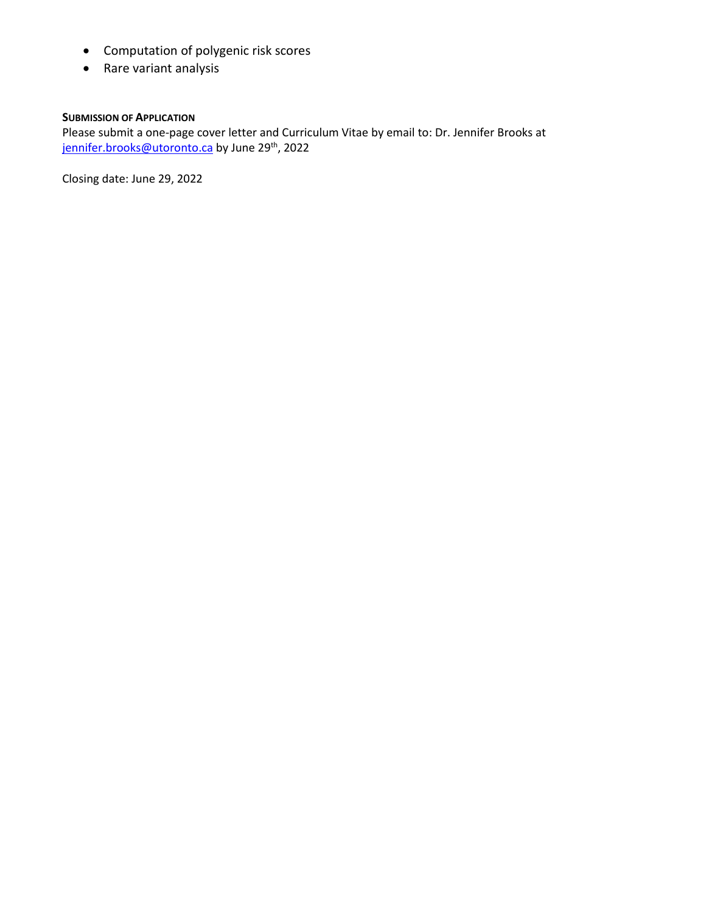- Computation of polygenic risk scores
- Rare variant analysis

**SUBMISSION OF APPLICATION**

Please submit a one-page cover letter and Curriculum Vitae by email to: Dr. Jennifer Brooks at jennifer.brooks@utoronto.ca by June 29th, 2022

Closing date: June 29, 2022